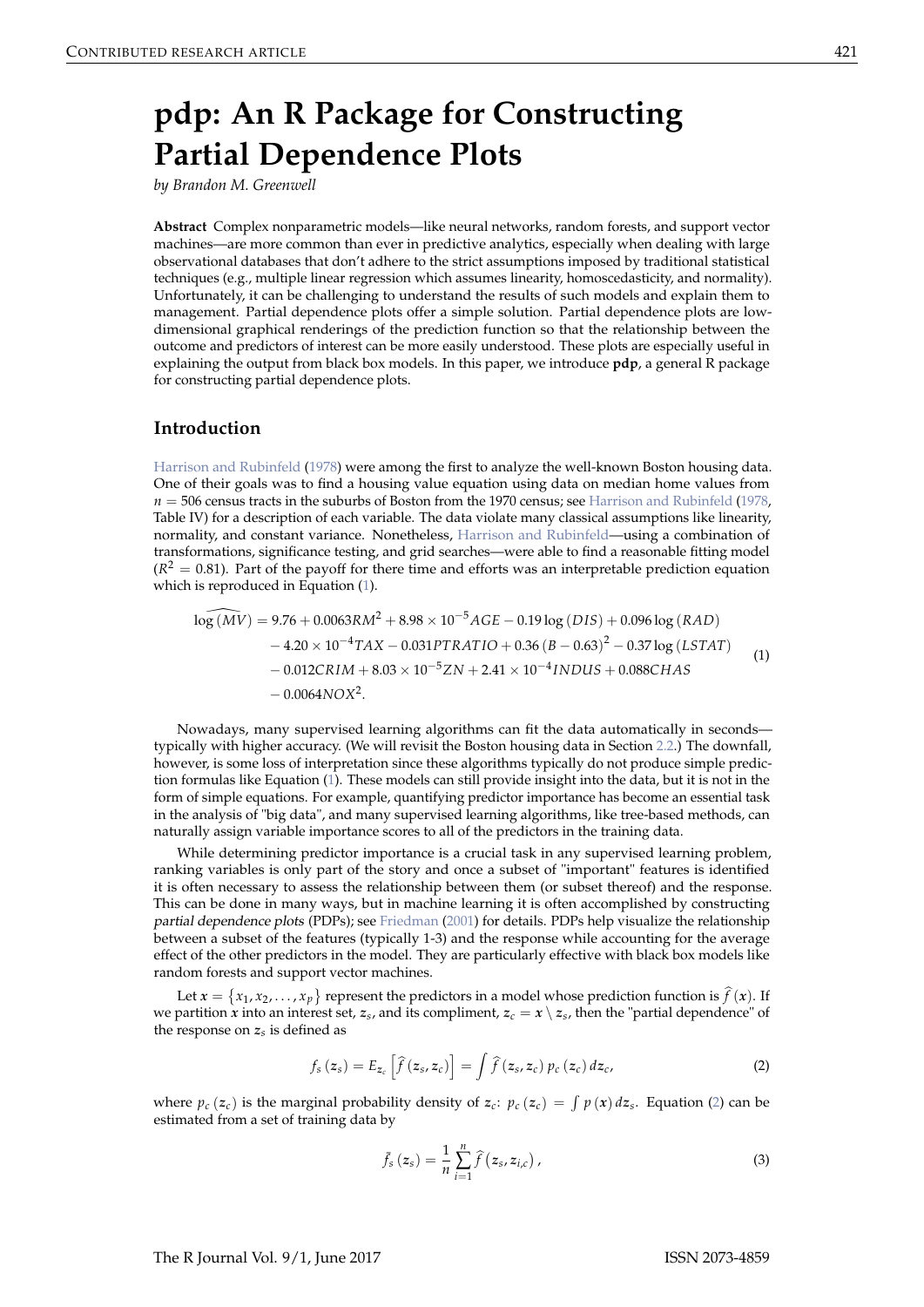# pdp: An R Package for Constructing Partial Dependence Plots

*by Brandon M. Greenwell*

**Abstract** Complex nonparametric models—like neural networks, random forests, and support vector machines—are more common than ever in predictive analytics, especially when dealing with large observational databases that don't adhere to the strict assumptions imposed by traditional statistical techniques (e.g., multiple linear regression which assumes linearity, homoscedasticity, and normality). Unfortunately, it can be challenging to understand the results of such models and explain them to management. Partial dependence plots offer a simple solution. Partial dependence plots are low-dimensional graphical renderings of the prediction function so that the relationship between the outcome and predictors of interest can be more easily understood. These plots are especially useful in explaining the output from black box models. In this paper, we introduce **pdp**, a general R package for constructing partial dependence plots.

## Introduction

Harrison and Rubinfeld (1978) were among the first to analyze the well-known Boston housing data. One of their goals was to find a housing value equation using data on median home values from $n = 506$ census tracts in the suburbs of Boston from the 1970 census; see Harrison and Rubinfeld (1978, Table IV) for a description of each variable. The data violate many classical assumptions like linearity, normality, and constant variance. Nonetheless, Harrison and Rubinfeld—using a combination of transformations, significance testing, and grid searches—were able to find a reasonable fitting model ($R^2 = 0.81$). Part of the payoff for there time and efforts was an interpretable prediction equation which is reproduced in Equation (1).

$$
\begin{aligned}
\widehat{\log(MV)} = {} & 9.76 + 0.0063RM^2 + 8.98 \times 10^{-5}AGE - 0.19\log(DIS) + 0.096\log(RAD) \\
& - 4.20 \times 10^{-4}TAX - 0.031PTRATIO + 0.36(B - 0.63)^2 - 0.37\log(LSTAT) \\
& - 0.012CRIM + 8.03 \times 10^{-5}ZN + 2.41 \times 10^{-4}INDUS + 0.088CHAS \\
& - 0.0064NOX^2.
\end{aligned} \tag{1}
$$

Nowadays, many supervised learning algorithms can fit the data automatically in seconds—typically with higher accuracy. (We will revisit the Boston housing data in Section 2.2.) The downfall, however, is some loss of interpretation since these algorithms typically do not produce simple prediction formulas like Equation (1). These models can still provide insight into the data, but it is not in the form of simple equations. For example, quantifying predictor importance has become an essential task in the analysis of "big data", and many supervised learning algorithms, like tree-based methods, can naturally assign variable importance scores to all of the predictors in the training data.

While determining predictor importance is a crucial task in any supervised learning problem, ranking variables is only part of the story and once a subset of "important" features is identified it is often necessary to assess the relationship between them (or subset thereof) and the response. This can be done in many ways, but in machine learning it is often accomplished by constructing *partial dependence plots* (PDPs); see Friedman (2001) for details. PDPs help visualize the relationship between a subset of the features (typically 1-3) and the response while accounting for the average effect of the other predictors in the model. They are particularly effective with black box models like random forests and support vector machines.

Let $\boldsymbol{x} = \{x_1, x_2, \dots, x_p\}$ represent the predictors in a model whose prediction function is $\widehat{f}(\boldsymbol{x})$. If we partition $\boldsymbol{x}$ into an interest set, $\boldsymbol{z}_s$, and its compliment, $\boldsymbol{z}_c = \boldsymbol{x} \setminus \boldsymbol{z}_s$, then the "partial dependence" of the response on $\boldsymbol{z}_s$ is defined as

$$
f_s(\boldsymbol{z}_s) = E_{\boldsymbol{z}_c}\left[\widehat{f}(\boldsymbol{z}_s, \boldsymbol{z}_c)\right] = \int \widehat{f}(\boldsymbol{z}_s, \boldsymbol{z}_c)\, p_c(\boldsymbol{z}_c)\, d\boldsymbol{z}_c, \tag{2}
$$

where $p_c(\boldsymbol{z}_c)$ is the marginal probability density of $\boldsymbol{z}_c$: $p_c(\boldsymbol{z}_c) = \int p(\boldsymbol{x})\, d\boldsymbol{z}_s$. Equation (2) can be estimated from a set of training data by

$$
\bar{f}_s(\boldsymbol{z}_s) = \frac{1}{n}\sum_{i=1}^{n} \widehat{f}(\boldsymbol{z}_s, \boldsymbol{z}_{i,c}), \tag{3}
$$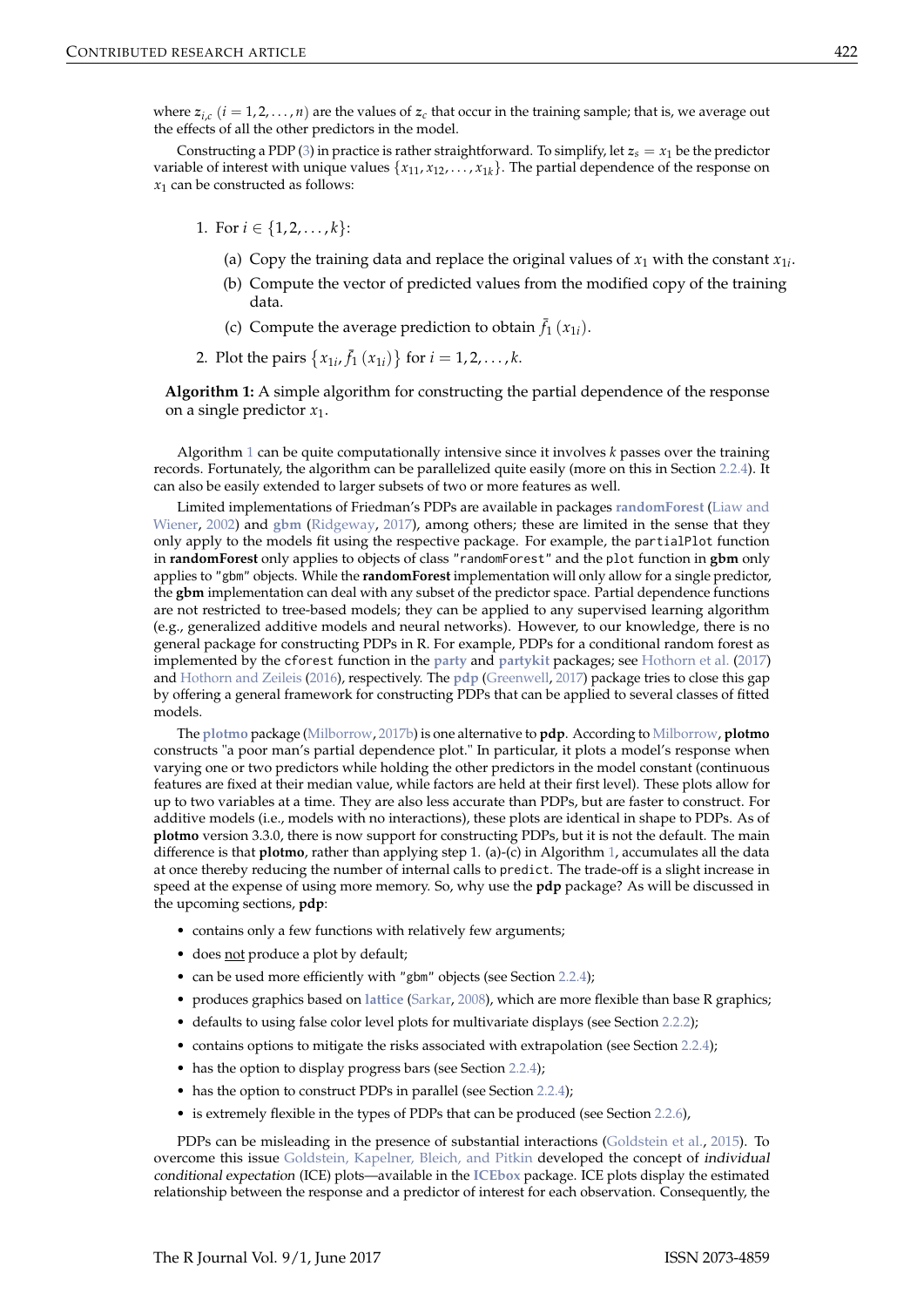where $z_{i,c}$ $(i = 1, 2, \ldots, n)$ are the values of $z_c$ that occur in the training sample; that is, we average out the effects of all the other predictors in the model.

Constructing a PDP (3) in practice is rather straightforward. To simplify, let $z_s = x_1$ be the predictor variable of interest with unique values $\{x_{11}, x_{12}, \ldots, x_{1k}\}$. The partial dependence of the response on $x_1$ can be constructed as follows:

1. For $i \in \{1, 2, \ldots, k\}$:
   (a) Copy the training data and replace the original values of $x_1$ with the constant $x_{1i}$.
   (b) Compute the vector of predicted values from the modified copy of the training data.
   (c) Compute the average prediction to obtain $\bar{f}_1(x_{1i})$.
2. Plot the pairs $\{x_{1i}, \bar{f}_1(x_{1i})\}$ for $i = 1, 2, \ldots, k$.

**Algorithm 1:** A simple algorithm for constructing the partial dependence of the response on a single predictor $x_1$.

Algorithm 1 can be quite computationally intensive since it involves $k$ passes over the training records. Fortunately, the algorithm can be parallelized quite easily (more on this in Section 2.2.4). It can also be easily extended to larger subsets of two or more features as well.

Limited implementations of Friedman's PDPs are available in packages **randomForest** (Liaw and Wiener, 2002) and **gbm** (Ridgeway, 2017), among others; these are limited in the sense that they only apply to the models fit using the respective package. For example, the `partialPlot` function in **randomForest** only applies to objects of class `"randomForest"` and the `plot` function in **gbm** only applies to `"gbm"` objects. While the **randomForest** implementation will only allow for a single predictor, the **gbm** implementation can deal with any subset of the predictor space. Partial dependence functions are not restricted to tree-based models; they can be applied to any supervised learning algorithm (e.g., generalized additive models and neural networks). However, to our knowledge, there is no general package for constructing PDPs in R. For example, PDPs for a conditional random forest as implemented by the `cforest` function in the **party** and **partykit** packages; see Hothorn et al. (2017) and Hothorn and Zeileis (2016), respectively. The **pdp** (Greenwell, 2017) package tries to close this gap by offering a general framework for constructing PDPs that can be applied to several classes of fitted models.

The **plotmo** package (Milborrow, 2017b) is one alternative to **pdp**. According to Milborrow, **plotmo** constructs "a poor man's partial dependence plot." In particular, it plots a model's response when varying one or two predictors while holding the other predictors in the model constant (continuous features are fixed at their median value, while factors are held at their first level). These plots allow for up to two variables at a time. They are also less accurate than PDPs, but are faster to construct. For additive models (i.e., models with no interactions), these plots are identical in shape to PDPs. As of **plotmo** version 3.3.0, there is now support for constructing PDPs, but it is not the default. The main difference is that **plotmo**, rather than applying step 1. (a)-(c) in Algorithm 1, accumulates all the data at once thereby reducing the number of internal calls to `predict`. The trade-off is a slight increase in speed at the expense of using more memory. So, why use the **pdp** package? As will be discussed in the upcoming sections, **pdp**:

- contains only a few functions with relatively few arguments;
- does <u>not</u> produce a plot by default;
- can be used more efficiently with `"gbm"` objects (see Section 2.2.4);
- produces graphics based on **lattice** (Sarkar, 2008), which are more flexible than base R graphics;
- defaults to using false color level plots for multivariate displays (see Section 2.2.2);
- contains options to mitigate the risks associated with extrapolation (see Section 2.2.4);
- has the option to display progress bars (see Section 2.2.4);
- has the option to construct PDPs in parallel (see Section 2.2.4);
- is extremely flexible in the types of PDPs that can be produced (see Section 2.2.6),

PDPs can be misleading in the presence of substantial interactions (Goldstein et al., 2015). To overcome this issue Goldstein, Kapelner, Bleich, and Pitkin developed the concept of *individual conditional expectation* (ICE) plots—available in the **ICEbox** package. ICE plots display the estimated relationship between the response and a predictor of interest for each observation. Consequently, the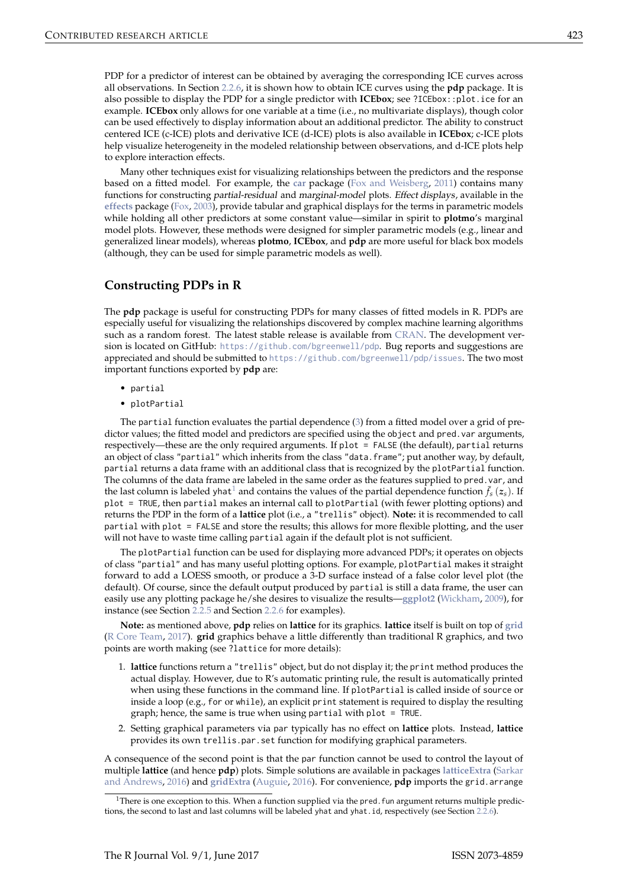PDP for a predictor of interest can be obtained by averaging the corresponding ICE curves across all observations. In Section 2.2.6, it is shown how to obtain ICE curves using the **pdp** package. It is also possible to display the PDP for a single predictor with **ICEbox**; see `?ICEbox::plot.ice` for an example. **ICEbox** only allows for one variable at a time (i.e., no multivariate displays), though color can be used effectively to display information about an additional predictor. The ability to construct centered ICE (c-ICE) plots and derivative ICE (d-ICE) plots is also available in **ICEbox**; c-ICE plots help visualize heterogeneity in the modeled relationship between observations, and d-ICE plots help to explore interaction effects.

Many other techniques exist for visualizing relationships between the predictors and the response based on a fitted model. For example, the **car** package (Fox and Weisberg, 2011) contains many functions for constructing *partial-residual* and *marginal-model* plots. *Effect displays*, available in the **effects** package (Fox, 2003), provide tabular and graphical displays for the terms in parametric models while holding all other predictors at some constant value—similar in spirit to **plotmo**'s marginal model plots. However, these methods were designed for simpler parametric models (e.g., linear and generalized linear models), whereas **plotmo**, **ICEbox**, and **pdp** are more useful for black box models (although, they can be used for simple parametric models as well).

## Constructing PDPs in R

The **pdp** package is useful for constructing PDPs for many classes of fitted models in R. PDPs are especially useful for visualizing the relationships discovered by complex machine learning algorithms such as a random forest. The latest stable release is available from CRAN. The development version is located on GitHub: `https://github.com/bgreenwell/pdp`. Bug reports and suggestions are appreciated and should be submitted to `https://github.com/bgreenwell/pdp/issues`. The two most important functions exported by **pdp** are:

- `partial`
- `plotPartial`

The `partial` function evaluates the partial dependence (3) from a fitted model over a grid of predictor values; the fitted model and predictors are specified using the `object` and `pred.var` arguments, respectively—these are the only required arguments. If `plot = FALSE` (the default), `partial` returns an object of class `"partial"` which inherits from the class `"data.frame"`; put another way, by default, `partial` returns a data frame with an additional class that is recognized by the `plotPartial` function. The columns of the data frame are labeled in the same order as the features supplied to `pred.var`, and the last column is labeled `yhat`[1] and contains the values of the partial dependence function $\bar{f}_s(z_s)$. If `plot = TRUE`, then `partial` makes an internal call to `plotPartial` (with fewer plotting options) and returns the PDP in the form of a **lattice** plot (i.e., a `"trellis"` object). **Note:** it is recommended to call `partial` with `plot = FALSE` and store the results; this allows for more flexible plotting, and the user will not have to waste time calling `partial` again if the default plot is not sufficient.

The `plotPartial` function can be used for displaying more advanced PDPs; it operates on objects of class `"partial"` and has many useful plotting options. For example, `plotPartial` makes it straight forward to add a LOESS smooth, or produce a 3-D surface instead of a false color level plot (the default). Of course, since the default output produced by `partial` is still a data frame, the user can easily use any plotting package he/she desires to visualize the results—**ggplot2** (Wickham, 2009), for instance (see Section 2.2.5 and Section 2.2.6 for examples).

**Note:** as mentioned above, **pdp** relies on **lattice** for its graphics. **lattice** itself is built on top of **grid** (R Core Team, 2017). **grid** graphics behave a little differently than traditional R graphics, and two points are worth making (see `?lattice` for more details):

1. **lattice** functions return a `"trellis"` object, but do not display it; the `print` method produces the actual display. However, due to R's automatic printing rule, the result is automatically printed when using these functions in the command line. If `plotPartial` is called inside of `source` or inside a loop (e.g., `for` or `while`), an explicit `print` statement is required to display the resulting graph; hence, the same is true when using `partial` with `plot = TRUE`.
2. Setting graphical parameters via `par` typically has no effect on **lattice** plots. Instead, **lattice** provides its own `trellis.par.set` function for modifying graphical parameters.

A consequence of the second point is that the `par` function cannot be used to control the layout of multiple **lattice** (and hence **pdp**) plots. Simple solutions are available in packages **latticeExtra** (Sarkar and Andrews, 2016) and **gridExtra** (Auguie, 2016). For convenience, **pdp** imports the `grid.arrange`

[1] There is one exception to this. When a function supplied via the `pred.fun` argument returns multiple predictions, the second to last and last columns will be labeled `yhat` and `yhat.id`, respectively (see Section 2.2.6).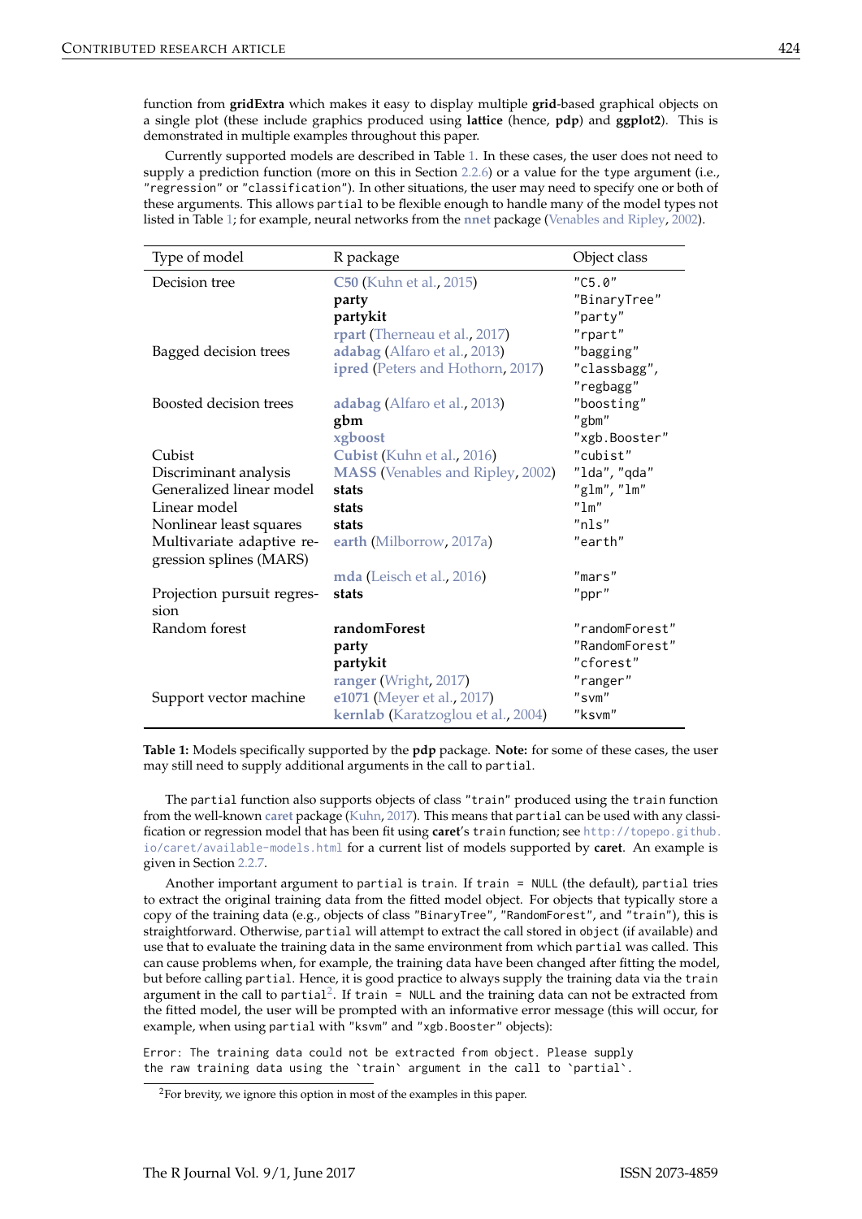function from **gridExtra** which makes it easy to display multiple **grid**-based graphical objects on a single plot (these include graphics produced using **lattice** (hence, **pdp**) and **ggplot2**). This is demonstrated in multiple examples throughout this paper.

Currently supported models are described in Table 1. In these cases, the user does not need to supply a prediction function (more on this in Section 2.2.6) or a value for the `type` argument (i.e., `"regression"` or `"classification"`). In other situations, the user may need to specify one or both of these arguments. This allows `partial` to be flexible enough to handle many of the model types not listed in Table 1; for example, neural networks from the **nnet** package (Venables and Ripley, 2002).

| Type of model | R package | Object class |
|---|---|---|
| Decision tree | **C50** (Kuhn et al., 2015) | `"C5.0"` |
| | **party** | `"BinaryTree"` |
| | **partykit** | `"party"` |
| | **rpart** (Therneau et al., 2017) | `"rpart"` |
| Bagged decision trees | **adabag** (Alfaro et al., 2013) | `"bagging"` |
| | **ipred** (Peters and Hothorn, 2017) | `"classbagg"`, `"regbagg"` |
| Boosted decision trees | **adabag** (Alfaro et al., 2013) | `"boosting"` |
| | **gbm** | `"gbm"` |
| | **xgboost** | `"xgb.Booster"` |
| Cubist | **Cubist** (Kuhn et al., 2016) | `"cubist"` |
| Discriminant analysis | **MASS** (Venables and Ripley, 2002) | `"lda"`, `"qda"` |
| Generalized linear model | **stats** | `"glm"`, `"lm"` |
| Linear model | **stats** | `"lm"` |
| Nonlinear least squares | **stats** | `"nls"` |
| Multivariate adaptive regression splines (MARS) | **earth** (Milborrow, 2017a) | `"earth"` |
| | **mda** (Leisch et al., 2016) | `"mars"` |
| Projection pursuit regression | **stats** | `"ppr"` |
| Random forest | **randomForest** | `"randomForest"` |
| | **party** | `"RandomForest"` |
| | **partykit** | `"cforest"` |
| | **ranger** (Wright, 2017) | `"ranger"` |
| Support vector machine | **e1071** (Meyer et al., 2017) | `"svm"` |
| | **kernlab** (Karatzoglou et al., 2004) | `"ksvm"` |

**Table 1:** Models specifically supported by the **pdp** package. **Note:** for some of these cases, the user may still need to supply additional arguments in the call to `partial`.

The `partial` function also supports objects of class `"train"` produced using the `train` function from the well-known **caret** package (Kuhn, 2017). This means that `partial` can be used with any classification or regression model that has been fit using **caret**'s `train` function; see http://topepo.github.io/caret/available-models.html for a current list of models supported by **caret**. An example is given in Section 2.2.7.

Another important argument to `partial` is `train`. If `train = NULL` (the default), `partial` tries to extract the original training data from the fitted model object. For objects that typically store a copy of the training data (e.g., objects of class `"BinaryTree"`, `"RandomForest"`, and `"train"`), this is straightforward. Otherwise, `partial` will attempt to extract the call stored in `object` (if available) and use that to evaluate the training data in the same environment from which `partial` was called. This can cause problems when, for example, the training data have been changed after fitting the model, but before calling `partial`. Hence, it is good practice to always supply the training data via the `train` argument in the call to `partial`[2]. If `train = NULL` and the training data can not be extracted from the fitted model, the user will be prompted with an informative error message (this will occur, for example, when using `partial` with `"ksvm"` and `"xgb.Booster"` objects):

```
Error: The training data could not be extracted from object. Please supply
the raw training data using the `train` argument in the call to `partial`.
```

[2]For brevity, we ignore this option in most of the examples in this paper.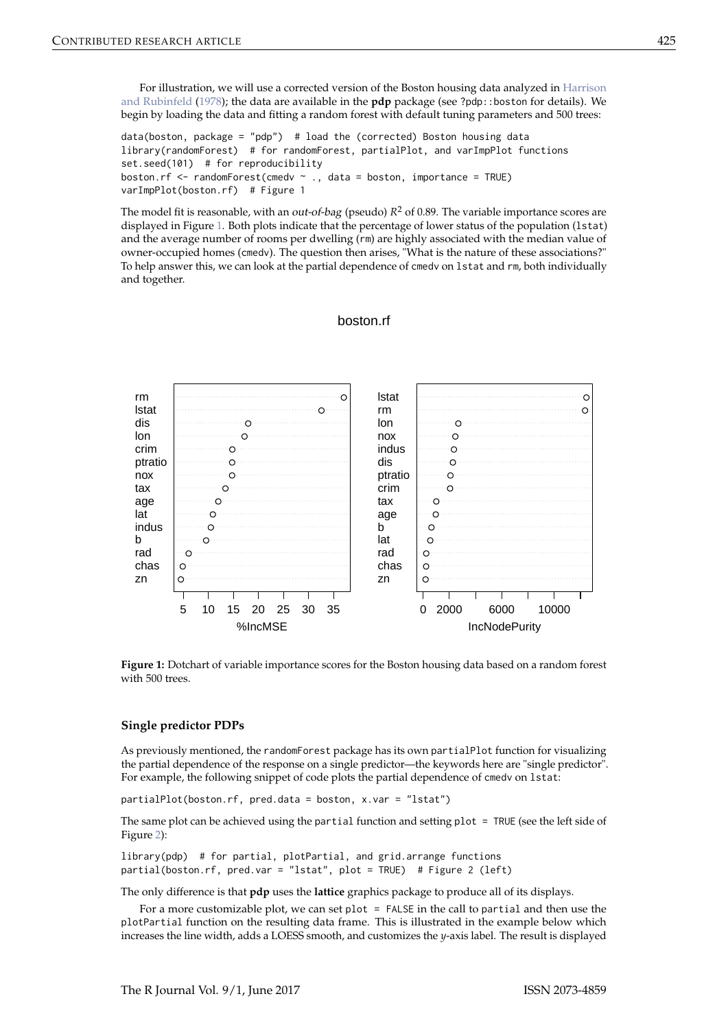For illustration, we will use a corrected version of the Boston housing data analyzed in Harrison and Rubinfeld (1978); the data are available in the **pdp** package (see `?pdp::boston` for details). We begin by loading the data and fitting a random forest with default tuning parameters and 500 trees:

```
data(boston, package = "pdp")  # load the (corrected) Boston housing data
library(randomForest)  # for randomForest, partialPlot, and varImpPlot functions
set.seed(101)  # for reproducibility
boston.rf <- randomForest(cmedv ~ ., data = boston, importance = TRUE)
varImpPlot(boston.rf)  # Figure 1
```

The model fit is reasonable, with an *out-of-bag* (pseudo) $R^2$ of 0.89. The variable importance scores are displayed in Figure 1. Both plots indicate that the percentage of lower status of the population (`lstat`) and the average number of rooms per dwelling (`rm`) are highly associated with the median value of owner-occupied homes (`cmedv`). The question then arises, "What is the nature of these associations?" To help answer this, we can look at the partial dependence of `cmedv` on `lstat` and `rm`, both individually and together.

**Figure 1:** Dotchart of variable importance scores for the Boston housing data based on a random forest with 500 trees.

### Single predictor PDPs

As previously mentioned, the `randomForest` package has its own `partialPlot` function for visualizing the partial dependence of the response on a single predictor—the keywords here are "single predictor". For example, the following snippet of code plots the partial dependence of `cmedv` on `lstat`:

```
partialPlot(boston.rf, pred.data = boston, x.var = "lstat")
```

The same plot can be achieved using the `partial` function and setting `plot = TRUE` (see the left side of Figure 2):

```
library(pdp)  # for partial, plotPartial, and grid.arrange functions
partial(boston.rf, pred.var = "lstat", plot = TRUE)  # Figure 2 (left)
```

The only difference is that **pdp** uses the **lattice** graphics package to produce all of its displays.

For a more customizable plot, we can set `plot = FALSE` in the call to `partial` and then use the `plotPartial` function on the resulting data frame. This is illustrated in the example below which increases the line width, adds a LOESS smooth, and customizes the *y*-axis label. The result is displayed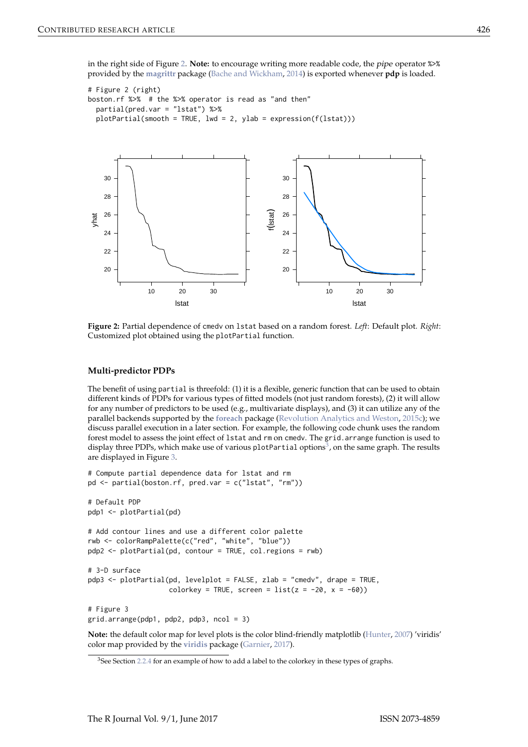in the right side of Figure 2. **Note:** to encourage writing more readable code, the *pipe* operator %>% provided by the **magrittr** package (Bache and Wickham, 2014) is exported whenever **pdp** is loaded.

```
# Figure 2 (right)
boston.rf %>%  # the %>% operator is read as "and then"
  partial(pred.var = "lstat") %>%
  plotPartial(smooth = TRUE, lwd = 2, ylab = expression(f(lstat)))
```

**Figure 2:** Partial dependence of cmedv on lstat based on a random forest. *Left*: Default plot. *Right*: Customized plot obtained using the plotPartial function.

### Multi-predictor PDPs

The benefit of using partial is threefold: (1) it is a flexible, generic function that can be used to obtain different kinds of PDPs for various types of fitted models (not just random forests), (2) it will allow for any number of predictors to be used (e.g., multivariate displays), and (3) it can utilize any of the parallel backends supported by the **foreach** package (Revolution Analytics and Weston, 2015c); we discuss parallel execution in a later section. For example, the following code chunk uses the random forest model to assess the joint effect of lstat and rm on cmedv. The grid.arrange function is used to display three PDPs, which make use of various plotPartial options[3], on the same graph. The results are displayed in Figure 3.

```
# Compute partial dependence data for lstat and rm
pd <- partial(boston.rf, pred.var = c("lstat", "rm"))

# Default PDP
pdp1 <- plotPartial(pd)

# Add contour lines and use a different color palette
rwb <- colorRampPalette(c("red", "white", "blue"))
pdp2 <- plotPartial(pd, contour = TRUE, col.regions = rwb)

# 3-D surface
pdp3 <- plotPartial(pd, levelplot = FALSE, zlab = "cmedv", drape = TRUE,
                    colorkey = TRUE, screen = list(z = -20, x = -60))

# Figure 3
grid.arrange(pdp1, pdp2, pdp3, ncol = 3)
```

**Note:** the default color map for level plots is the color blind-friendly matplotlib (Hunter, 2007) 'viridis' color map provided by the **viridis** package (Garnier, 2017).

[3]See Section 2.2.4 for an example of how to add a label to the colorkey in these types of graphs.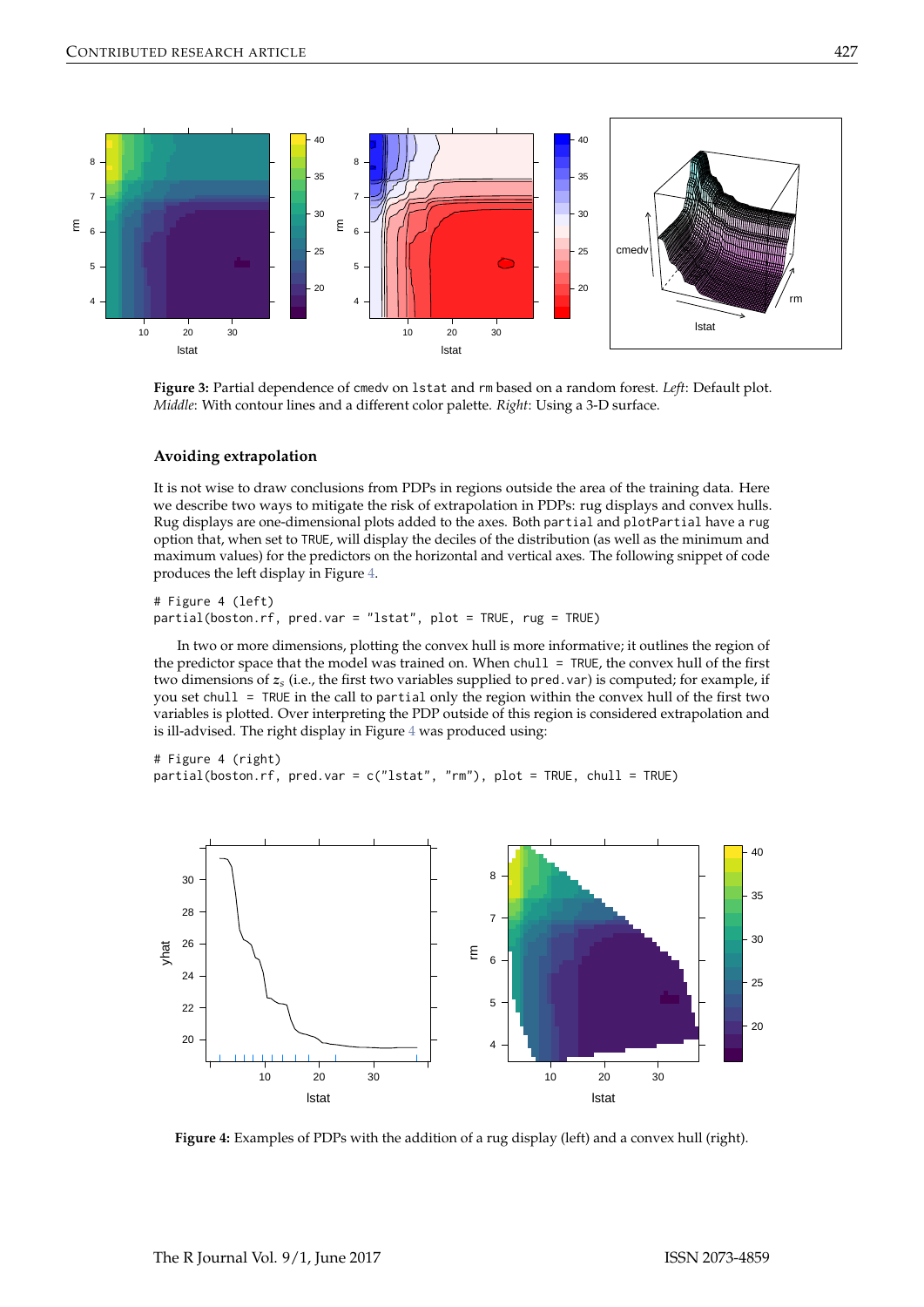**Figure 3:** Partial dependence of cmedv on lstat and rm based on a random forest. *Left*: Default plot. *Middle*: With contour lines and a different color palette. *Right*: Using a 3-D surface.

### Avoiding extrapolation

It is not wise to draw conclusions from PDPs in regions outside the area of the training data. Here we describe two ways to mitigate the risk of extrapolation in PDPs: rug displays and convex hulls. Rug displays are one-dimensional plots added to the axes. Both partial and plotPartial have a rug option that, when set to TRUE, will display the deciles of the distribution (as well as the minimum and maximum values) for the predictors on the horizontal and vertical axes. The following snippet of code produces the left display in Figure 4.

```
# Figure 4 (left)
partial(boston.rf, pred.var = "lstat", plot = TRUE, rug = TRUE)
```

In two or more dimensions, plotting the convex hull is more informative; it outlines the region of the predictor space that the model was trained on. When chull = TRUE, the convex hull of the first two dimensions of $z_s$ (i.e., the first two variables supplied to pred.var) is computed; for example, if you set chull = TRUE in the call to partial only the region within the convex hull of the first two variables is plotted. Over interpreting the PDP outside of this region is considered extrapolation and is ill-advised. The right display in Figure 4 was produced using:

```
# Figure 4 (right)
partial(boston.rf, pred.var = c("lstat", "rm"), plot = TRUE, chull = TRUE)
```

**Figure 4:** Examples of PDPs with the addition of a rug display (left) and a convex hull (right).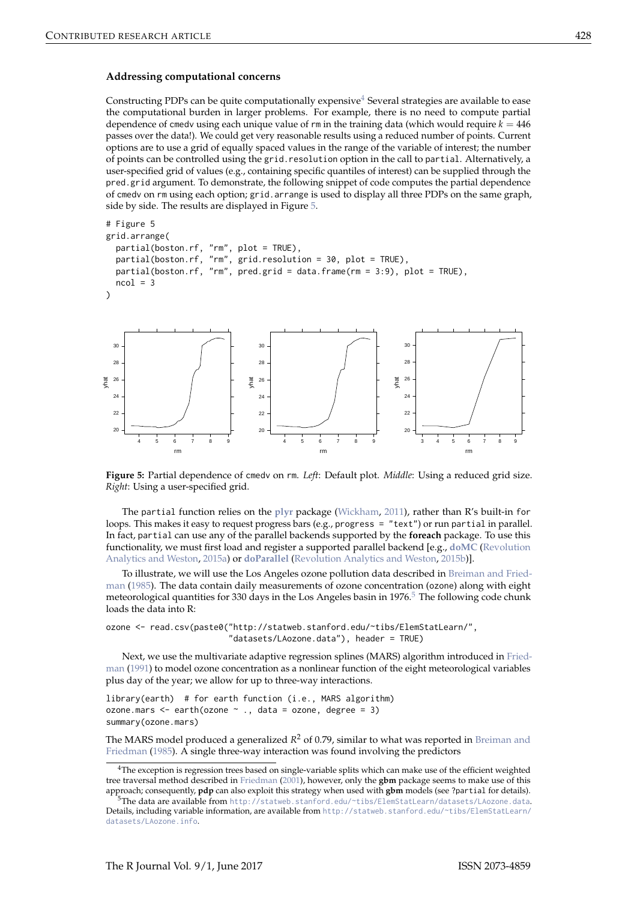### Addressing computational concerns

Constructing PDPs can be quite computationally expensive[4] Several strategies are available to ease the computational burden in larger problems. For example, there is no need to compute partial dependence of cmedv using each unique value of rm in the training data (which would require $k = 446$ passes over the data!). We could get very reasonable results using a reduced number of points. Current options are to use a grid of equally spaced values in the range of the variable of interest; the number of points can be controlled using the grid.resolution option in the call to partial. Alternatively, a user-specified grid of values (e.g., containing specific quantiles of interest) can be supplied through the pred.grid argument. To demonstrate, the following snippet of code computes the partial dependence of cmedv on rm using each option; grid.arrange is used to display all three PDPs on the same graph, side by side. The results are displayed in Figure 5.

```
# Figure 5
grid.arrange(
  partial(boston.rf, "rm", plot = TRUE),
  partial(boston.rf, "rm", grid.resolution = 30, plot = TRUE),
  partial(boston.rf, "rm", pred.grid = data.frame(rm = 3:9), plot = TRUE),
  ncol = 3
)
```

**Figure 5:** Partial dependence of cmedv on rm. *Left*: Default plot. *Middle*: Using a reduced grid size. *Right*: Using a user-specified grid.

The partial function relies on the **plyr** package (Wickham, 2011), rather than R's built-in for loops. This makes it easy to request progress bars (e.g., progress = "text") or run partial in parallel. In fact, partial can use any of the parallel backends supported by the **foreach** package. To use this functionality, we must first load and register a supported parallel backend [e.g., **doMC** (Revolution Analytics and Weston, 2015a) or **doParallel** (Revolution Analytics and Weston, 2015b)].

To illustrate, we will use the Los Angeles ozone pollution data described in Breiman and Friedman (1985). The data contain daily measurements of ozone concentration (ozone) along with eight meteorological quantities for 330 days in the Los Angeles basin in 1976.[5] The following code chunk loads the data into R:

```
ozone <- read.csv(paste0("http://statweb.stanford.edu/~tibs/ElemStatLearn/",
                         "datasets/LAozone.data"), header = TRUE)
```

Next, we use the multivariate adaptive regression splines (MARS) algorithm introduced in Friedman (1991) to model ozone concentration as a nonlinear function of the eight meteorological variables plus day of the year; we allow for up to three-way interactions.

```
library(earth)  # for earth function (i.e., MARS algorithm)
ozone.mars <- earth(ozone ~ ., data = ozone, degree = 3)
summary(ozone.mars)
```

The MARS model produced a generalized $R^2$ of 0.79, similar to what was reported in Breiman and Friedman (1985). A single three-way interaction was found involving the predictors

[4]The exception is regression trees based on single-variable splits which can make use of the efficient weighted tree traversal method described in Friedman (2001), however, only the **gbm** package seems to make use of this approach; consequently, **pdp** can also exploit this strategy when used with **gbm** models (see ?partial for details).

[5]The data are available from http://statweb.stanford.edu/~tibs/ElemStatLearn/datasets/LAozone.data. Details, including variable information, are available from http://statweb.stanford.edu/~tibs/ElemStatLearn/datasets/LAozone.info.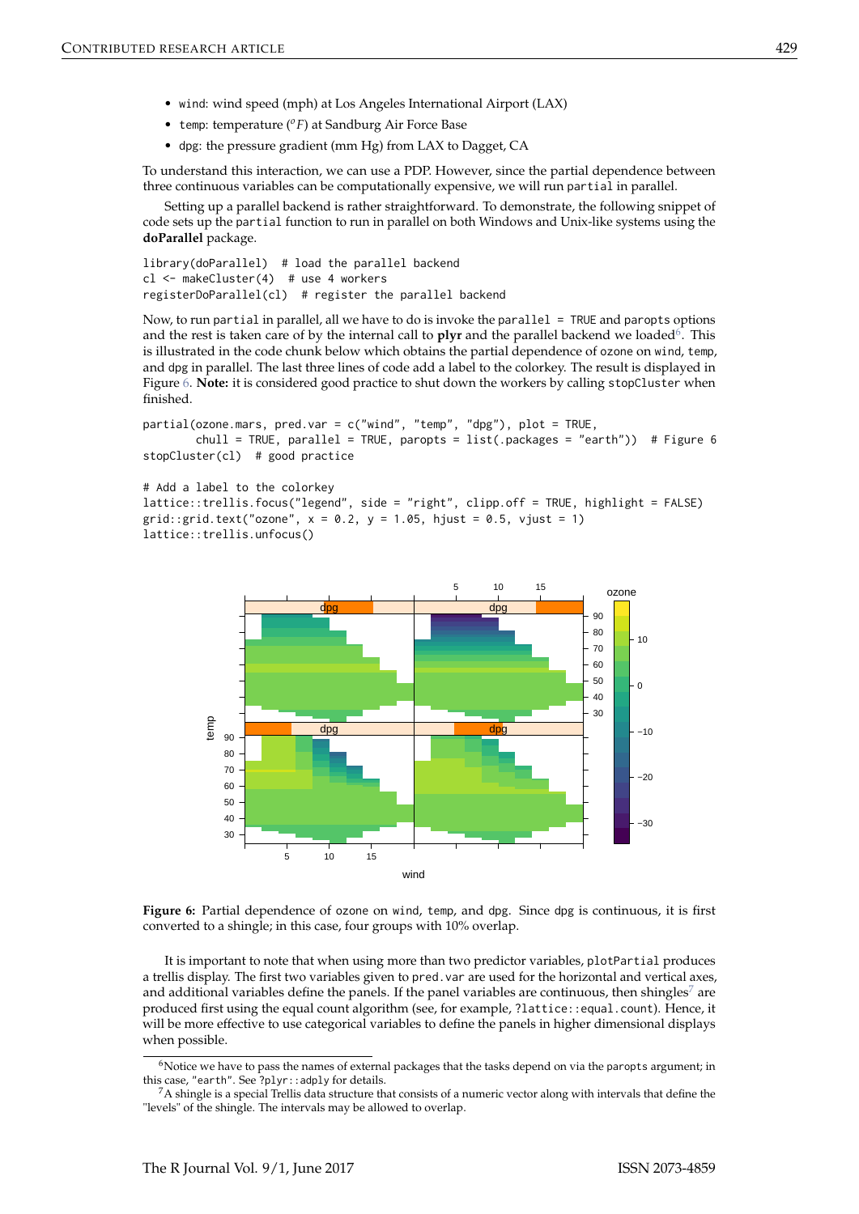- wind: wind speed (mph) at Los Angeles International Airport (LAX)
- temp: temperature ($^oF$) at Sandburg Air Force Base
- dpg: the pressure gradient (mm Hg) from LAX to Dagget, CA

To understand this interaction, we can use a PDP. However, since the partial dependence between three continuous variables can be computationally expensive, we will run partial in parallel.

Setting up a parallel backend is rather straightforward. To demonstrate, the following snippet of code sets up the partial function to run in parallel on both Windows and Unix-like systems using the **doParallel** package.

```
library(doParallel)  # load the parallel backend
cl <- makeCluster(4)  # use 4 workers
registerDoParallel(cl)  # register the parallel backend
```

Now, to run partial in parallel, all we have to do is invoke the parallel = TRUE and paropts options and the rest is taken care of by the internal call to **plyr** and the parallel backend we loaded[6]. This is illustrated in the code chunk below which obtains the partial dependence of ozone on wind, temp, and dpg in parallel. The last three lines of code add a label to the colorkey. The result is displayed in Figure 6. **Note:** it is considered good practice to shut down the workers by calling stopCluster when finished.

```
partial(ozone.mars, pred.var = c("wind", "temp", "dpg"), plot = TRUE,
        chull = TRUE, parallel = TRUE, paropts = list(.packages = "earth"))  # Figure 6
stopCluster(cl)  # good practice

# Add a label to the colorkey
lattice::trellis.focus("legend", side = "right", clipp.off = TRUE, highlight = FALSE)
grid::grid.text("ozone", x = 0.2, y = 1.05, hjust = 0.5, vjust = 1)
lattice::trellis.unfocus()
```

**Figure 6:** Partial dependence of ozone on wind, temp, and dpg. Since dpg is continuous, it is first converted to a shingle; in this case, four groups with 10% overlap.

It is important to note that when using more than two predictor variables, plotPartial produces a trellis display. The first two variables given to pred.var are used for the horizontal and vertical axes, and additional variables define the panels. If the panel variables are continuous, then shingles[7] are produced first using the equal count algorithm (see, for example, ?lattice::equal.count). Hence, it will be more effective to use categorical variables to define the panels in higher dimensional displays when possible.

[6]Notice we have to pass the names of external packages that the tasks depend on via the paropts argument; in this case, "earth". See ?plyr::adply for details.

[7]A shingle is a special Trellis data structure that consists of a numeric vector along with intervals that define the "levels" of the shingle. The intervals may be allowed to overlap.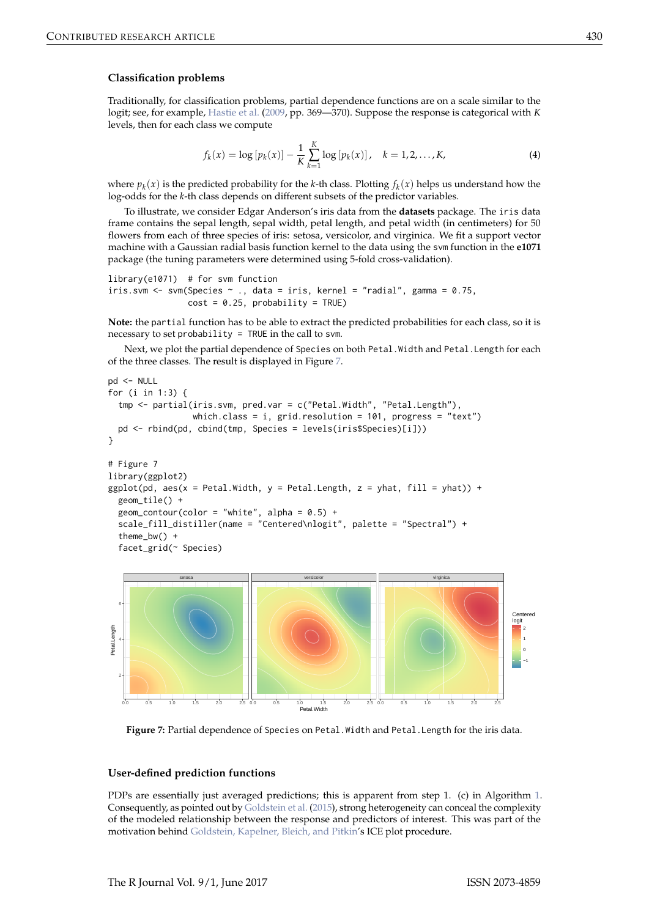### Classification problems

Traditionally, for classification problems, partial dependence functions are on a scale similar to the logit; see, for example, Hastie et al. (2009, pp. 369—370). Suppose the response is categorical with $K$ levels, then for each class we compute

$$f_k(x) = \log\left[p_k(x)\right] - \frac{1}{K}\sum_{k=1}^{K}\log\left[p_k(x)\right], \quad k = 1, 2, \ldots, K, \tag{4}$$

where $p_k(x)$ is the predicted probability for the $k$-th class. Plotting $f_k(x)$ helps us understand how the log-odds for the $k$-th class depends on different subsets of the predictor variables.

To illustrate, we consider Edgar Anderson's iris data from the **datasets** package. The `iris` data frame contains the sepal length, sepal width, petal length, and petal width (in centimeters) for 50 flowers from each of three species of iris: setosa, versicolor, and virginica. We fit a support vector machine with a Gaussian radial basis function kernel to the data using the `svm` function in the **e1071** package (the tuning parameters were determined using 5-fold cross-validation).

```
library(e1071)  # for svm function
iris.svm <- svm(Species ~ ., data = iris, kernel = "radial", gamma = 0.75,
                cost = 0.25, probability = TRUE)
```

**Note:** the `partial` function has to be able to extract the predicted probabilities for each class, so it is necessary to set `probability = TRUE` in the call to `svm`.

Next, we plot the partial dependence of `Species` on both `Petal.Width` and `Petal.Length` for each of the three classes. The result is displayed in Figure 7.

```
pd <- NULL
for (i in 1:3) {
  tmp <- partial(iris.svm, pred.var = c("Petal.Width", "Petal.Length"),
                 which.class = i, grid.resolution = 101, progress = "text")
  pd <- rbind(pd, cbind(tmp, Species = levels(iris$Species)[i]))
}

# Figure 7
library(ggplot2)
ggplot(pd, aes(x = Petal.Width, y = Petal.Length, z = yhat, fill = yhat)) +
  geom_tile() +
  geom_contour(color = "white", alpha = 0.5) +
  scale_fill_distiller(name = "Centered\nlogit", palette = "Spectral") +
  theme_bw() +
  facet_grid(~ Species)
```

**Figure 7:** Partial dependence of `Species` on `Petal.Width` and `Petal.Length` for the iris data.

### User-defined prediction functions

PDPs are essentially just averaged predictions; this is apparent from step 1. (c) in Algorithm 1. Consequently, as pointed out by Goldstein et al. (2015), strong heterogeneity can conceal the complexity of the modeled relationship between the response and predictors of interest. This was part of the motivation behind Goldstein, Kapelner, Bleich, and Pitkin's ICE plot procedure.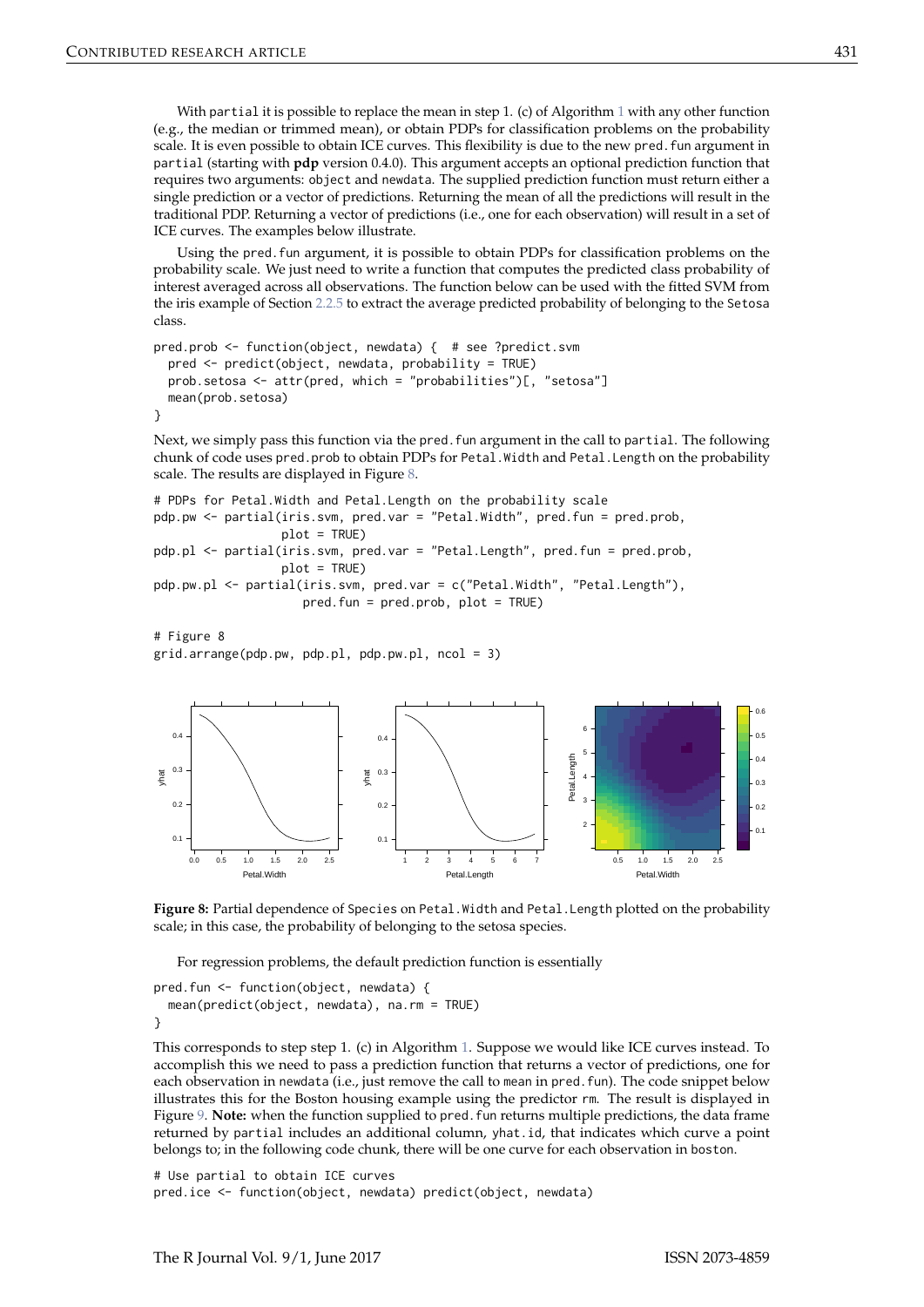With partial it is possible to replace the mean in step 1. (c) of Algorithm 1 with any other function (e.g., the median or trimmed mean), or obtain PDPs for classification problems on the probability scale. It is even possible to obtain ICE curves. This flexibility is due to the new pred.fun argument in partial (starting with **pdp** version 0.4.0). This argument accepts an optional prediction function that requires two arguments: object and newdata. The supplied prediction function must return either a single prediction or a vector of predictions. Returning the mean of all the predictions will result in the traditional PDP. Returning a vector of predictions (i.e., one for each observation) will result in a set of ICE curves. The examples below illustrate.

Using the pred.fun argument, it is possible to obtain PDPs for classification problems on the probability scale. We just need to write a function that computes the predicted class probability of interest averaged across all observations. The function below can be used with the fitted SVM from the iris example of Section 2.2.5 to extract the average predicted probability of belonging to the Setosa class.

```
pred.prob <- function(object, newdata) {  # see ?predict.svm
  pred <- predict(object, newdata, probability = TRUE)
  prob.setosa <- attr(pred, which = "probabilities")[, "setosa"]
  mean(prob.setosa)
}
```

Next, we simply pass this function via the pred.fun argument in the call to partial. The following chunk of code uses pred.prob to obtain PDPs for Petal.Width and Petal.Length on the probability scale. The results are displayed in Figure 8.

```
# PDPs for Petal.Width and Petal.Length on the probability scale
pdp.pw <- partial(iris.svm, pred.var = "Petal.Width", pred.fun = pred.prob,
                  plot = TRUE)
pdp.pl <- partial(iris.svm, pred.var = "Petal.Length", pred.fun = pred.prob,
                  plot = TRUE)
pdp.pw.pl <- partial(iris.svm, pred.var = c("Petal.Width", "Petal.Length"),
                     pred.fun = pred.prob, plot = TRUE)

# Figure 8
grid.arrange(pdp.pw, pdp.pl, pdp.pw.pl, ncol = 3)
```

**Figure 8:** Partial dependence of Species on Petal.Width and Petal.Length plotted on the probability scale; in this case, the probability of belonging to the setosa species.

For regression problems, the default prediction function is essentially

```
pred.fun <- function(object, newdata) {
  mean(predict(object, newdata), na.rm = TRUE)
}
```

This corresponds to step step 1. (c) in Algorithm 1. Suppose we would like ICE curves instead. To accomplish this we need to pass a prediction function that returns a vector of predictions, one for each observation in newdata (i.e., just remove the call to mean in pred.fun). The code snippet below illustrates this for the Boston housing example using the predictor rm. The result is displayed in Figure 9. **Note:** when the function supplied to pred.fun returns multiple predictions, the data frame returned by partial includes an additional column, yhat.id, that indicates which curve a point belongs to; in the following code chunk, there will be one curve for each observation in boston.

```
# Use partial to obtain ICE curves
pred.ice <- function(object, newdata) predict(object, newdata)
```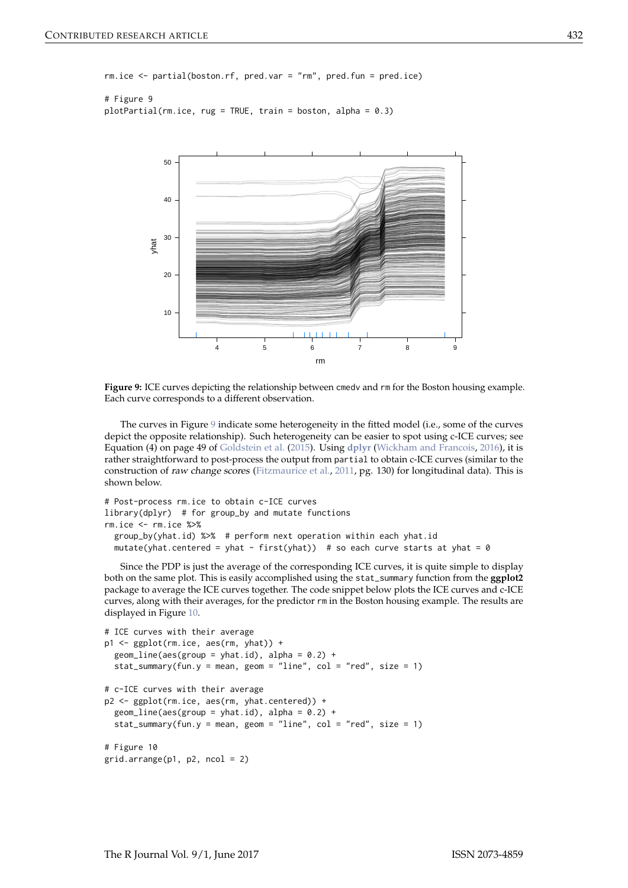```
rm.ice <- partial(boston.rf, pred.var = "rm", pred.fun = pred.ice)

# Figure 9
plotPartial(rm.ice, rug = TRUE, train = boston, alpha = 0.3)
```

**Figure 9:** ICE curves depicting the relationship between cmedv and rm for the Boston housing example. Each curve corresponds to a different observation.

The curves in Figure 9 indicate some heterogeneity in the fitted model (i.e., some of the curves depict the opposite relationship). Such heterogeneity can be easier to spot using c-ICE curves; see Equation (4) on page 49 of Goldstein et al. (2015). Using **dplyr** (Wickham and Francois, 2016), it is rather straightforward to post-process the output from partial to obtain c-ICE curves (similar to the construction of *raw change scores* (Fitzmaurice et al., 2011, pg. 130) for longitudinal data). This is shown below.

```
# Post-process rm.ice to obtain c-ICE curves
library(dplyr)  # for group_by and mutate functions
rm.ice <- rm.ice %>%
  group_by(yhat.id) %>%  # perform next operation within each yhat.id
  mutate(yhat.centered = yhat - first(yhat))  # so each curve starts at yhat = 0
```

Since the PDP is just the average of the corresponding ICE curves, it is quite simple to display both on the same plot. This is easily accomplished using the stat_summary function from the **ggplot2** package to average the ICE curves together. The code snippet below plots the ICE curves and c-ICE curves, along with their averages, for the predictor rm in the Boston housing example. The results are displayed in Figure 10.

```
# ICE curves with their average
p1 <- ggplot(rm.ice, aes(rm, yhat)) +
  geom_line(aes(group = yhat.id), alpha = 0.2) +
  stat_summary(fun.y = mean, geom = "line", col = "red", size = 1)

# c-ICE curves with their average
p2 <- ggplot(rm.ice, aes(rm, yhat.centered)) +
  geom_line(aes(group = yhat.id), alpha = 0.2) +
  stat_summary(fun.y = mean, geom = "line", col = "red", size = 1)

# Figure 10
grid.arrange(p1, p2, ncol = 2)
```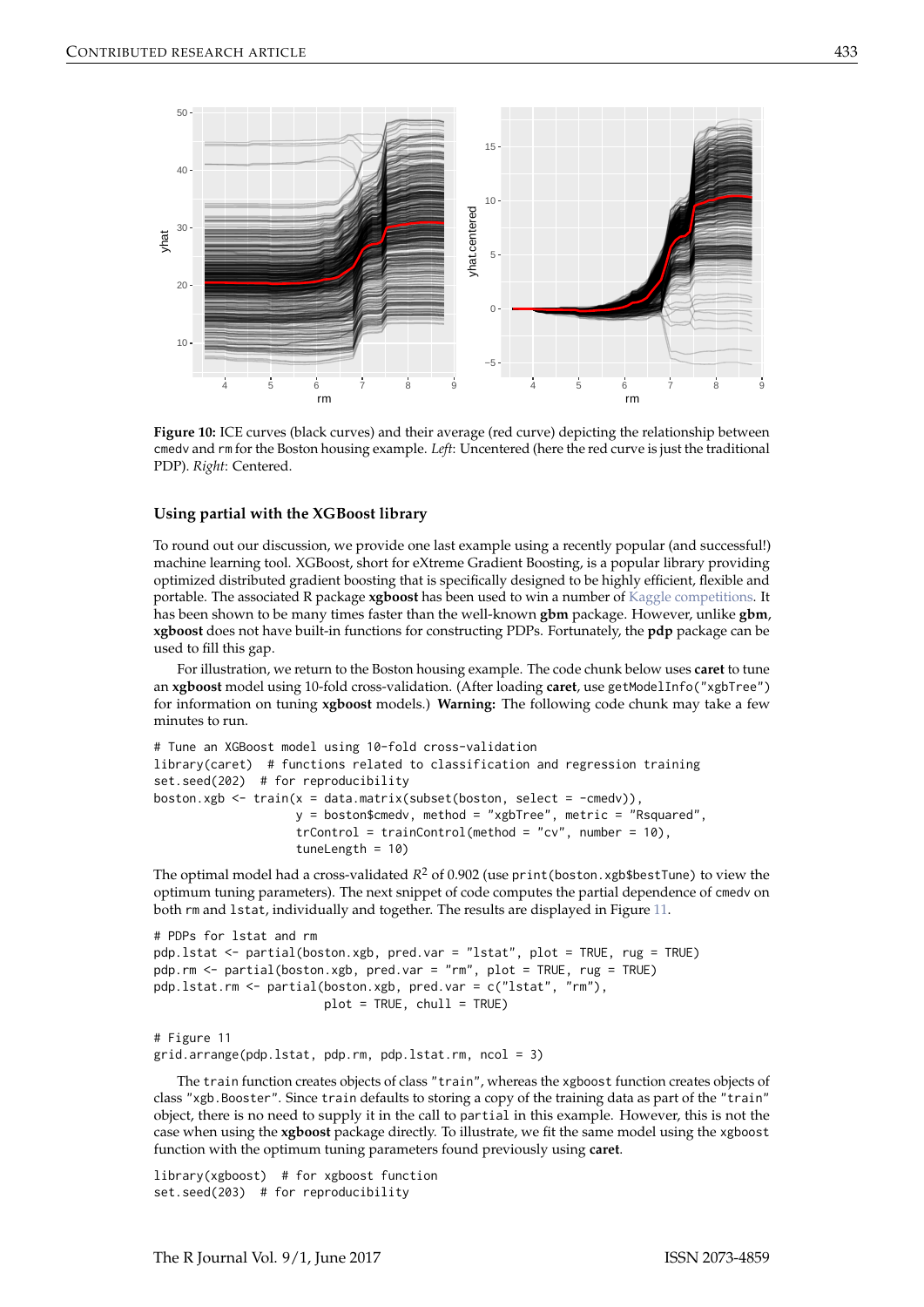**Figure 10:** ICE curves (black curves) and their average (red curve) depicting the relationship between cmedv and rm for the Boston housing example. *Left*: Uncentered (here the red curve is just the traditional PDP). *Right*: Centered.

### Using partial with the XGBoost library

To round out our discussion, we provide one last example using a recently popular (and successful!) machine learning tool. XGBoost, short for eXtreme Gradient Boosting, is a popular library providing optimized distributed gradient boosting that is specifically designed to be highly efficient, flexible and portable. The associated R package **xgboost** has been used to win a number of Kaggle competitions. It has been shown to be many times faster than the well-known **gbm** package. However, unlike **gbm**, **xgboost** does not have built-in functions for constructing PDPs. Fortunately, the **pdp** package can be used to fill this gap.

For illustration, we return to the Boston housing example. The code chunk below uses **caret** to tune an **xgboost** model using 10-fold cross-validation. (After loading **caret**, use getModelInfo("xgbTree") for information on tuning **xgboost** models.) **Warning:** The following code chunk may take a few minutes to run.

```
# Tune an XGBoost model using 10-fold cross-validation
library(caret)  # functions related to classification and regression training
set.seed(202)  # for reproducibility
boston.xgb <- train(x = data.matrix(subset(boston, select = -cmedv)),
                    y = boston$cmedv, method = "xgbTree", metric = "Rsquared",
                    trControl = trainControl(method = "cv", number = 10),
                    tuneLength = 10)
```

The optimal model had a cross-validated $R^2$ of 0.902 (use print(boston.xgb$bestTune) to view the optimum tuning parameters). The next snippet of code computes the partial dependence of cmedv on both rm and lstat, individually and together. The results are displayed in Figure 11.

```
# PDPs for lstat and rm
pdp.lstat <- partial(boston.xgb, pred.var = "lstat", plot = TRUE, rug = TRUE)
pdp.rm <- partial(boston.xgb, pred.var = "rm", plot = TRUE, rug = TRUE)
pdp.lstat.rm <- partial(boston.xgb, pred.var = c("lstat", "rm"),
                        plot = TRUE, chull = TRUE)

# Figure 11
grid.arrange(pdp.lstat, pdp.rm, pdp.lstat.rm, ncol = 3)
```

The train function creates objects of class "train", whereas the xgboost function creates objects of class "xgb.Booster". Since train defaults to storing a copy of the training data as part of the "train" object, there is no need to supply it in the call to partial in this example. However, this is not the case when using the **xgboost** package directly. To illustrate, we fit the same model using the xgboost function with the optimum tuning parameters found previously using **caret**.

```
library(xgboost)  # for xgboost function
set.seed(203)  # for reproducibility
```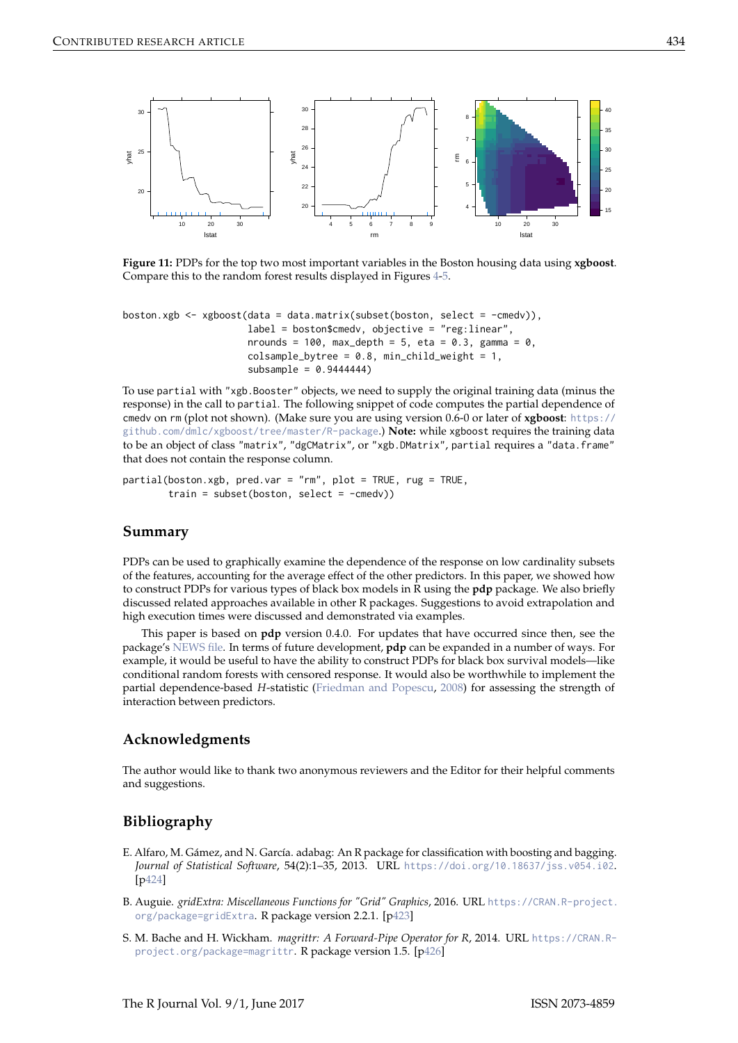**Figure 11:** PDPs for the top two most important variables in the Boston housing data using **xgboost**. Compare this to the random forest results displayed in Figures 4-5.

```
boston.xgb <- xgboost(data = data.matrix(subset(boston, select = -cmedv)),
                      label = boston$cmedv, objective = "reg:linear",
                      nrounds = 100, max_depth = 5, eta = 0.3, gamma = 0,
                      colsample_bytree = 0.8, min_child_weight = 1,
                      subsample = 0.9444444)
```

To use partial with "xgb.Booster" objects, we need to supply the original training data (minus the response) in the call to partial. The following snippet of code computes the partial dependence of cmedv on rm (plot not shown). (Make sure you are using version 0.6-0 or later of **xgboost**: https://github.com/dmlc/xgboost/tree/master/R-package.) **Note:** while xgboost requires the training data to be an object of class "matrix", "dgCMatrix", or "xgb.DMatrix", partial requires a "data.frame" that does not contain the response column.

```
partial(boston.xgb, pred.var = "rm", plot = TRUE, rug = TRUE,
        train = subset(boston, select = -cmedv))
```

## Summary

PDPs can be used to graphically examine the dependence of the response on low cardinality subsets of the features, accounting for the average effect of the other predictors. In this paper, we showed how to construct PDPs for various types of black box models in R using the **pdp** package. We also briefly discussed related approaches available in other R packages. Suggestions to avoid extrapolation and high execution times were discussed and demonstrated via examples.

This paper is based on **pdp** version 0.4.0. For updates that have occurred since then, see the package's NEWS file. In terms of future development, **pdp** can be expanded in a number of ways. For example, it would be useful to have the ability to construct PDPs for black box survival models—like conditional random forests with censored response. It would also be worthwhile to implement the partial dependence-based *H*-statistic (Friedman and Popescu, 2008) for assessing the strength of interaction between predictors.

## Acknowledgments

The author would like to thank two anonymous reviewers and the Editor for their helpful comments and suggestions.

## Bibliography

E. Alfaro, M. Gámez, and N. García. adabag: An R package for classification with boosting and bagging. *Journal of Statistical Software*, 54(2):1–35, 2013. URL https://doi.org/10.18637/jss.v054.i02. [p424]

B. Auguie. *gridExtra: Miscellaneous Functions for "Grid" Graphics*, 2016. URL https://CRAN.R-project.org/package=gridExtra. R package version 2.2.1. [p423]

S. M. Bache and H. Wickham. *magrittr: A Forward-Pipe Operator for R*, 2014. URL https://CRAN.R-project.org/package=magrittr. R package version 1.5. [p426]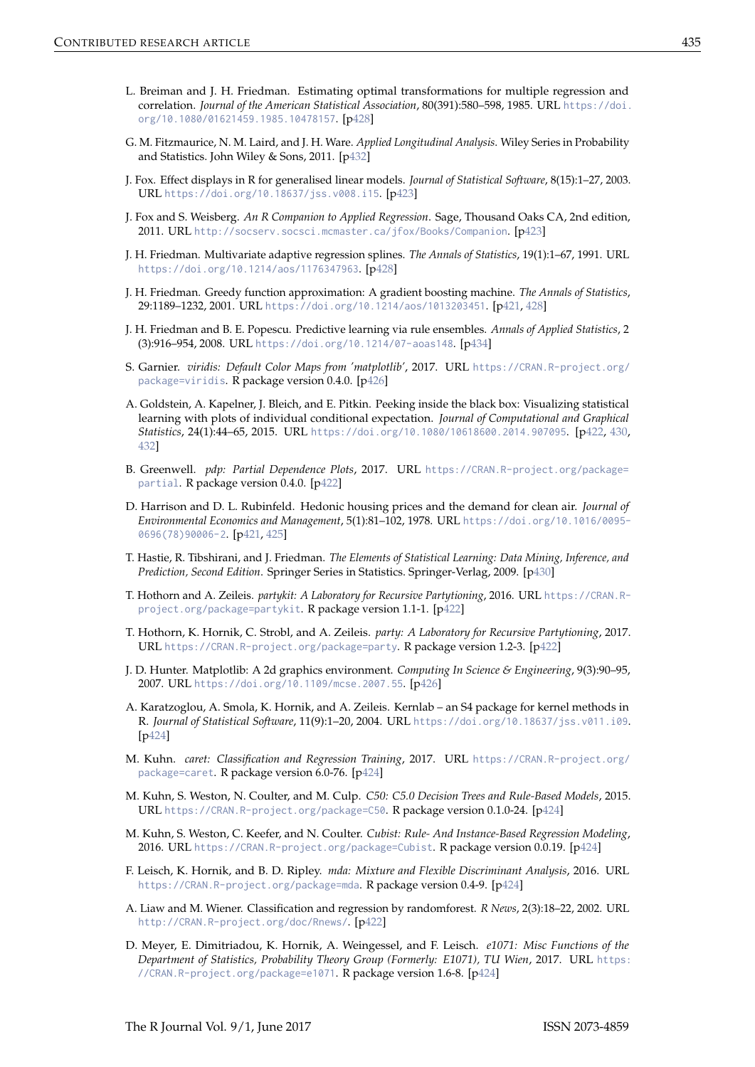L. Breiman and J. H. Friedman. Estimating optimal transformations for multiple regression and correlation. *Journal of the American Statistical Association*, 80(391):580–598, 1985. URL https://doi.org/10.1080/01621459.1985.10478157. [p428]

G. M. Fitzmaurice, N. M. Laird, and J. H. Ware. *Applied Longitudinal Analysis*. Wiley Series in Probability and Statistics. John Wiley & Sons, 2011. [p432]

J. Fox. Effect displays in R for generalised linear models. *Journal of Statistical Software*, 8(15):1–27, 2003. URL https://doi.org/10.18637/jss.v008.i15. [p423]

J. Fox and S. Weisberg. *An R Companion to Applied Regression*. Sage, Thousand Oaks CA, 2nd edition, 2011. URL http://socserv.socsci.mcmaster.ca/jfox/Books/Companion. [p423]

J. H. Friedman. Multivariate adaptive regression splines. *The Annals of Statistics*, 19(1):1–67, 1991. URL https://doi.org/10.1214/aos/1176347963. [p428]

J. H. Friedman. Greedy function approximation: A gradient boosting machine. *The Annals of Statistics*, 29:1189–1232, 2001. URL https://doi.org/10.1214/aos/1013203451. [p421, 428]

J. H. Friedman and B. E. Popescu. Predictive learning via rule ensembles. *Annals of Applied Statistics*, 2 (3):916–954, 2008. URL https://doi.org/10.1214/07-aoas148. [p434]

S. Garnier. *viridis: Default Color Maps from 'matplotlib'*, 2017. URL https://CRAN.R-project.org/package=viridis. R package version 0.4.0. [p426]

A. Goldstein, A. Kapelner, J. Bleich, and E. Pitkin. Peeking inside the black box: Visualizing statistical learning with plots of individual conditional expectation. *Journal of Computational and Graphical Statistics*, 24(1):44–65, 2015. URL https://doi.org/10.1080/10618600.2014.907095. [p422, 430, 432]

B. Greenwell. *pdp: Partial Dependence Plots*, 2017. URL https://CRAN.R-project.org/package=partial. R package version 0.4.0. [p422]

D. Harrison and D. L. Rubinfeld. Hedonic housing prices and the demand for clean air. *Journal of Environmental Economics and Management*, 5(1):81–102, 1978. URL https://doi.org/10.1016/0095-0696(78)90006-2. [p421, 425]

T. Hastie, R. Tibshirani, and J. Friedman. *The Elements of Statistical Learning: Data Mining, Inference, and Prediction, Second Edition*. Springer Series in Statistics. Springer-Verlag, 2009. [p430]

T. Hothorn and A. Zeileis. *partykit: A Laboratory for Recursive Partytioning*, 2016. URL https://CRAN.R-project.org/package=partykit. R package version 1.1-1. [p422]

T. Hothorn, K. Hornik, C. Strobl, and A. Zeileis. *party: A Laboratory for Recursive Partytioning*, 2017. URL https://CRAN.R-project.org/package=party. R package version 1.2-3. [p422]

J. D. Hunter. Matplotlib: A 2d graphics environment. *Computing In Science & Engineering*, 9(3):90–95, 2007. URL https://doi.org/10.1109/mcse.2007.55. [p426]

A. Karatzoglou, A. Smola, K. Hornik, and A. Zeileis. Kernlab – an S4 package for kernel methods in R. *Journal of Statistical Software*, 11(9):1–20, 2004. URL https://doi.org/10.18637/jss.v011.i09. [p424]

M. Kuhn. *caret: Classification and Regression Training*, 2017. URL https://CRAN.R-project.org/package=caret. R package version 6.0-76. [p424]

M. Kuhn, S. Weston, N. Coulter, and M. Culp. *C50: C5.0 Decision Trees and Rule-Based Models*, 2015. URL https://CRAN.R-project.org/package=C50. R package version 0.1.0-24. [p424]

M. Kuhn, S. Weston, C. Keefer, and N. Coulter. *Cubist: Rule- And Instance-Based Regression Modeling*, 2016. URL https://CRAN.R-project.org/package=Cubist. R package version 0.0.19. [p424]

F. Leisch, K. Hornik, and B. D. Ripley. *mda: Mixture and Flexible Discriminant Analysis*, 2016. URL https://CRAN.R-project.org/package=mda. R package version 0.4-9. [p424]

A. Liaw and M. Wiener. Classification and regression by randomforest. *R News*, 2(3):18–22, 2002. URL http://CRAN.R-project.org/doc/Rnews/. [p422]

D. Meyer, E. Dimitriadou, K. Hornik, A. Weingessel, and F. Leisch. *e1071: Misc Functions of the Department of Statistics, Probability Theory Group (Formerly: E1071), TU Wien*, 2017. URL https://CRAN.R-project.org/package=e1071. R package version 1.6-8. [p424]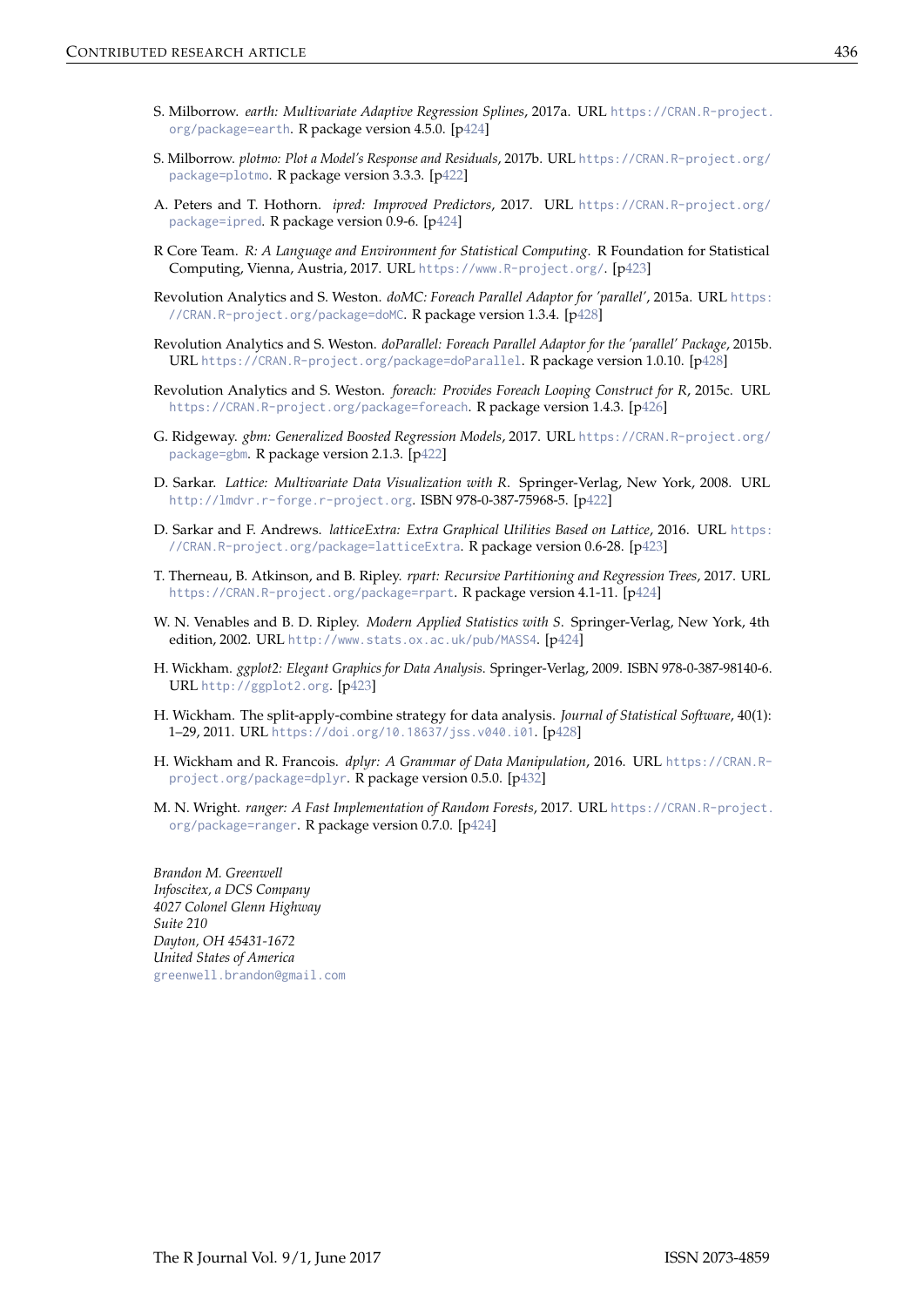S. Milborrow. *earth: Multivariate Adaptive Regression Splines*, 2017a. URL https://CRAN.R-project.org/package=earth. R package version 4.5.0. [p424]

S. Milborrow. *plotmo: Plot a Model's Response and Residuals*, 2017b. URL https://CRAN.R-project.org/package=plotmo. R package version 3.3.3. [p422]

A. Peters and T. Hothorn. *ipred: Improved Predictors*, 2017. URL https://CRAN.R-project.org/package=ipred. R package version 0.9-6. [p424]

R Core Team. *R: A Language and Environment for Statistical Computing*. R Foundation for Statistical Computing, Vienna, Austria, 2017. URL https://www.R-project.org/. [p423]

Revolution Analytics and S. Weston. *doMC: Foreach Parallel Adaptor for 'parallel'*, 2015a. URL https://CRAN.R-project.org/package=doMC. R package version 1.3.4. [p428]

Revolution Analytics and S. Weston. *doParallel: Foreach Parallel Adaptor for the 'parallel' Package*, 2015b. URL https://CRAN.R-project.org/package=doParallel. R package version 1.0.10. [p428]

Revolution Analytics and S. Weston. *foreach: Provides Foreach Looping Construct for R*, 2015c. URL https://CRAN.R-project.org/package=foreach. R package version 1.4.3. [p426]

G. Ridgeway. *gbm: Generalized Boosted Regression Models*, 2017. URL https://CRAN.R-project.org/package=gbm. R package version 2.1.3. [p422]

D. Sarkar. *Lattice: Multivariate Data Visualization with R*. Springer-Verlag, New York, 2008. URL http://lmdvr.r-forge.r-project.org. ISBN 978-0-387-75968-5. [p422]

D. Sarkar and F. Andrews. *latticeExtra: Extra Graphical Utilities Based on Lattice*, 2016. URL https://CRAN.R-project.org/package=latticeExtra. R package version 0.6-28. [p423]

T. Therneau, B. Atkinson, and B. Ripley. *rpart: Recursive Partitioning and Regression Trees*, 2017. URL https://CRAN.R-project.org/package=rpart. R package version 4.1-11. [p424]

W. N. Venables and B. D. Ripley. *Modern Applied Statistics with S*. Springer-Verlag, New York, 4th edition, 2002. URL http://www.stats.ox.ac.uk/pub/MASS4. [p424]

H. Wickham. *ggplot2: Elegant Graphics for Data Analysis*. Springer-Verlag, 2009. ISBN 978-0-387-98140-6. URL http://ggplot2.org. [p423]

H. Wickham. The split-apply-combine strategy for data analysis. *Journal of Statistical Software*, 40(1): 1–29, 2011. URL https://doi.org/10.18637/jss.v040.i01. [p428]

H. Wickham and R. Francois. *dplyr: A Grammar of Data Manipulation*, 2016. URL https://CRAN.R-project.org/package=dplyr. R package version 0.5.0. [p432]

M. N. Wright. *ranger: A Fast Implementation of Random Forests*, 2017. URL https://CRAN.R-project.org/package=ranger. R package version 0.7.0. [p424]

*Brandon M. Greenwell*
*Infoscitex, a DCS Company*
*4027 Colonel Glenn Highway*
*Suite 210*
*Dayton, OH 45431-1672*
*United States of America*
greenwell.brandon@gmail.com